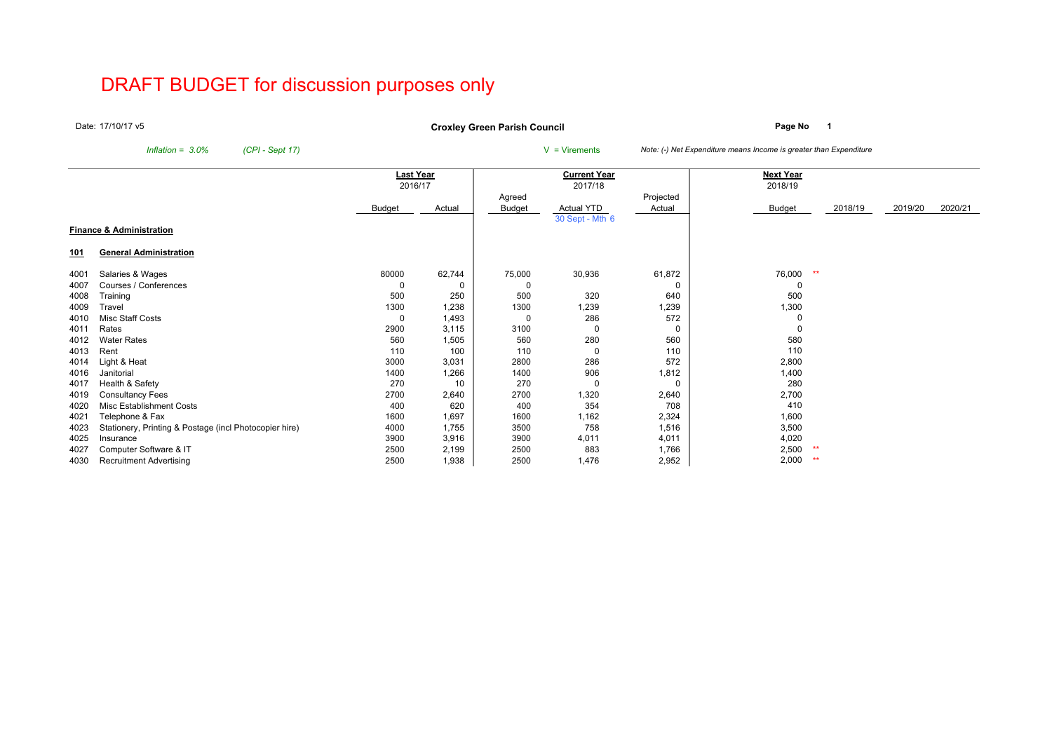# DRAFT BUDGET for discussion purposes only

Date: 17/10/17 v5

**Croxley Green Parish Council**

*Inflation = 3.0%* *(CPI - Sept 17)*

V = Virements

*Note: (-) Net Expenditure means Income is greater than Expenditure*

| | | Last Year 2016/17 | | Current Year 2017/18 | | | Next Year 2018/19 | | | | |
|---|---|---|---|---|---|---|---|---|---|---|---|
| | | Budget | Actual | Agreed Budget | Actual YTD 30 Sept - Mth 6 | Projected Actual | Budget | | 2018/19 | 2019/20 | 2020/21 |
| **Finance & Administration** | | | | | | | | | | | |
| **101** | **General Administration** | | | | | | | | | | |
| 4001 | Salaries & Wages | 80000 | 62,744 | 75,000 | 30,936 | 61,872 | 76,000 | ** | | | |
| 4007 | Courses / Conferences | 0 | 0 | 0 | | 0 | 0 | | | | |
| 4008 | Training | 500 | 250 | 500 | 320 | 640 | 500 | | | | |
| 4009 | Travel | 1300 | 1,238 | 1300 | 1,239 | 1,239 | 1,300 | | | | |
| 4010 | Misc Staff Costs | 0 | 1,493 | 0 | 286 | 572 | 0 | | | | |
| 4011 | Rates | 2900 | 3,115 | 3100 | 0 | 0 | 0 | | | | |
| 4012 | Water Rates | 560 | 1,505 | 560 | 280 | 560 | 580 | | | | |
| 4013 | Rent | 110 | 100 | 110 | 0 | 110 | 110 | | | | |
| 4014 | Light & Heat | 3000 | 3,031 | 2800 | 286 | 572 | 2,800 | | | | |
| 4016 | Janitorial | 1400 | 1,266 | 1400 | 906 | 1,812 | 1,400 | | | | |
| 4017 | Health & Safety | 270 | 10 | 270 | 0 | 0 | 280 | | | | |
| 4019 | Consultancy Fees | 2700 | 2,640 | 2700 | 1,320 | 2,640 | 2,700 | | | | |
| 4020 | Misc Establishment Costs | 400 | 620 | 400 | 354 | 708 | 410 | | | | |
| 4021 | Telephone & Fax | 1600 | 1,697 | 1600 | 1,162 | 2,324 | 1,600 | | | | |
| 4023 | Stationery, Printing & Postage (incl Photocopier hire) | 4000 | 1,755 | 3500 | 758 | 1,516 | 3,500 | | | | |
| 4025 | Insurance | 3900 | 3,916 | 3900 | 4,011 | 4,011 | 4,020 | | | | |
| 4027 | Computer Software & IT | 2500 | 2,199 | 2500 | 883 | 1,766 | 2,500 | ** | | | |
| 4030 | Recruitment Advertising | 2500 | 1,938 | 2500 | 1,476 | 2,952 | 2,000 | ** | | | |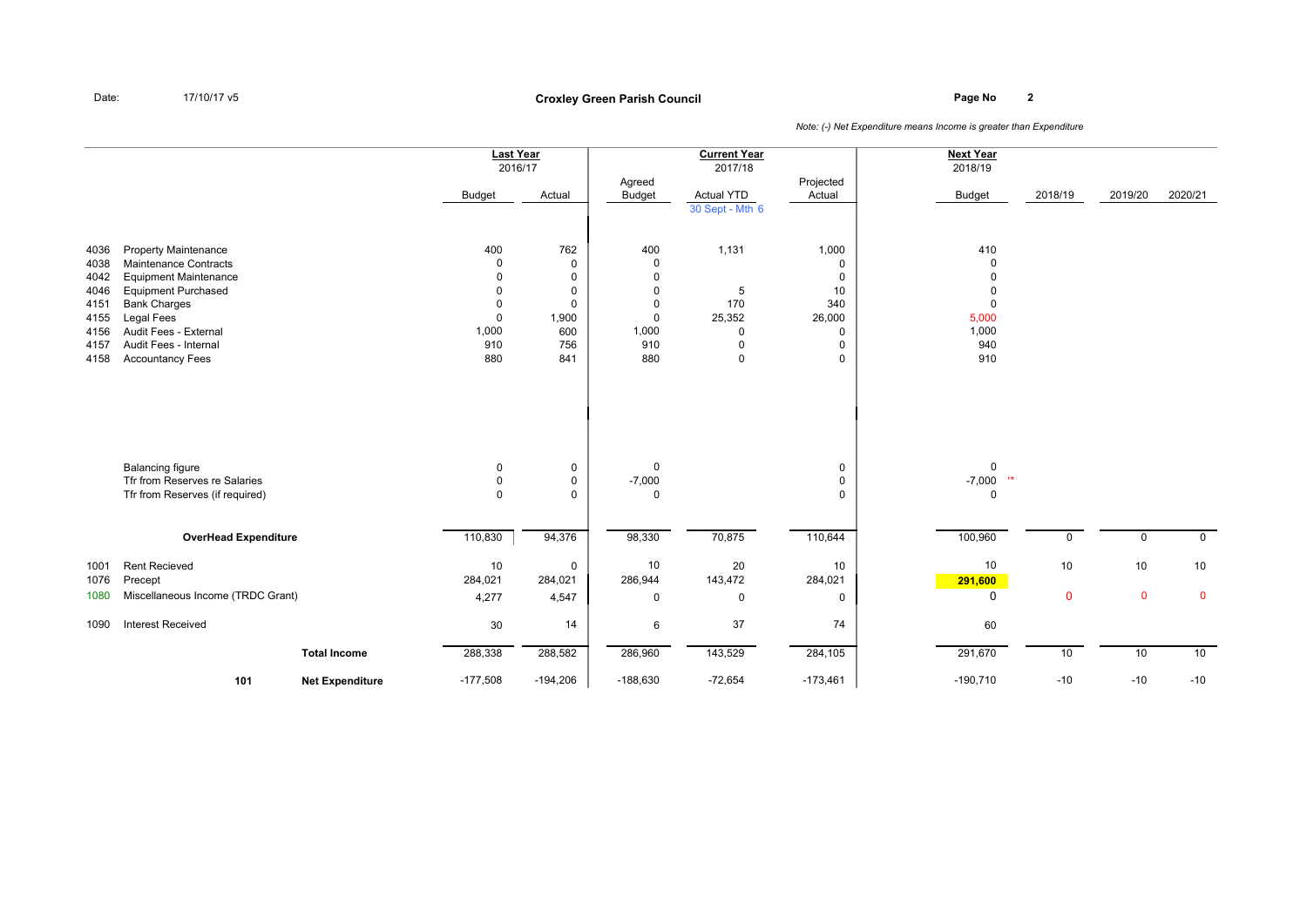Date: 17/10/17 v5

# Croxley Green Parish Council

*Note: (-) Net Expenditure means Income is greater than Expenditure*

| | | Last Year 2016/17 | | Current Year 2017/18 | | | Next Year 2018/19 | | | |
|---|---|---|---|---|---|---|---|---|---|---|
| | | Budget | Actual | Agreed Budget | Actual YTD 30 Sept - Mth 6 | Projected Actual | Budget | 2018/19 | 2019/20 | 2020/21 |
| 4036 | Property Maintenance | 400 | 762 | 400 | 1,131 | 1,000 | 410 | | | |
| 4038 | Maintenance Contracts | 0 | 0 | 0 | | 0 | 0 | | | |
| 4042 | Equipment Maintenance | 0 | 0 | 0 | | 0 | 0 | | | |
| 4046 | Equipment Purchased | 0 | 0 | 0 | 5 | 10 | 0 | | | |
| 4151 | Bank Charges | 0 | 0 | 0 | 170 | 340 | 0 | | | |
| 4155 | Legal Fees | 0 | 1,900 | 0 | 25,352 | 26,000 | 5,000 | | | |
| 4156 | Audit Fees - External | 1,000 | 600 | 1,000 | 0 | 0 | 1,000 | | | |
| 4157 | Audit Fees - Internal | 910 | 756 | 910 | 0 | 0 | 940 | | | |
| 4158 | Accountancy Fees | 880 | 841 | 880 | 0 | 0 | 910 | | | |
| | Balancing figure | 0 | 0 | 0 | | 0 | 0 | | | |
| | Tfr from Reserves re Salaries | 0 | 0 | -7,000 | | 0 | -7,000 ** | | | |
| | Tfr from Reserves (if required) | 0 | 0 | 0 | | 0 | 0 | | | |
| | **OverHead Expenditure** | 110,830 | 94,376 | 98,330 | 70,875 | 110,644 | 100,960 | 0 | 0 | 0 |
| 1001 | Rent Recieved | 10 | 0 | 10 | 20 | 10 | 10 | 10 | 10 | 10 |
| 1076 | Precept | 284,021 | 284,021 | 286,944 | 143,472 | 284,021 | 291,600 | | | |
| 1080 | Miscellaneous Income (TRDC Grant) | 4,277 | 4,547 | 0 | 0 | 0 | 0 | 0 | 0 | 0 |
| 1090 | Interest Received | 30 | 14 | 6 | 37 | 74 | 60 | | | |
| | **Total Income** | 288,338 | 288,582 | 286,960 | 143,529 | 284,105 | 291,670 | 10 | 10 | 10 |
| **101** | **Net Expenditure** | -177,508 | -194,206 | -188,630 | -72,654 | -173,461 | -190,710 | -10 | -10 | -10 |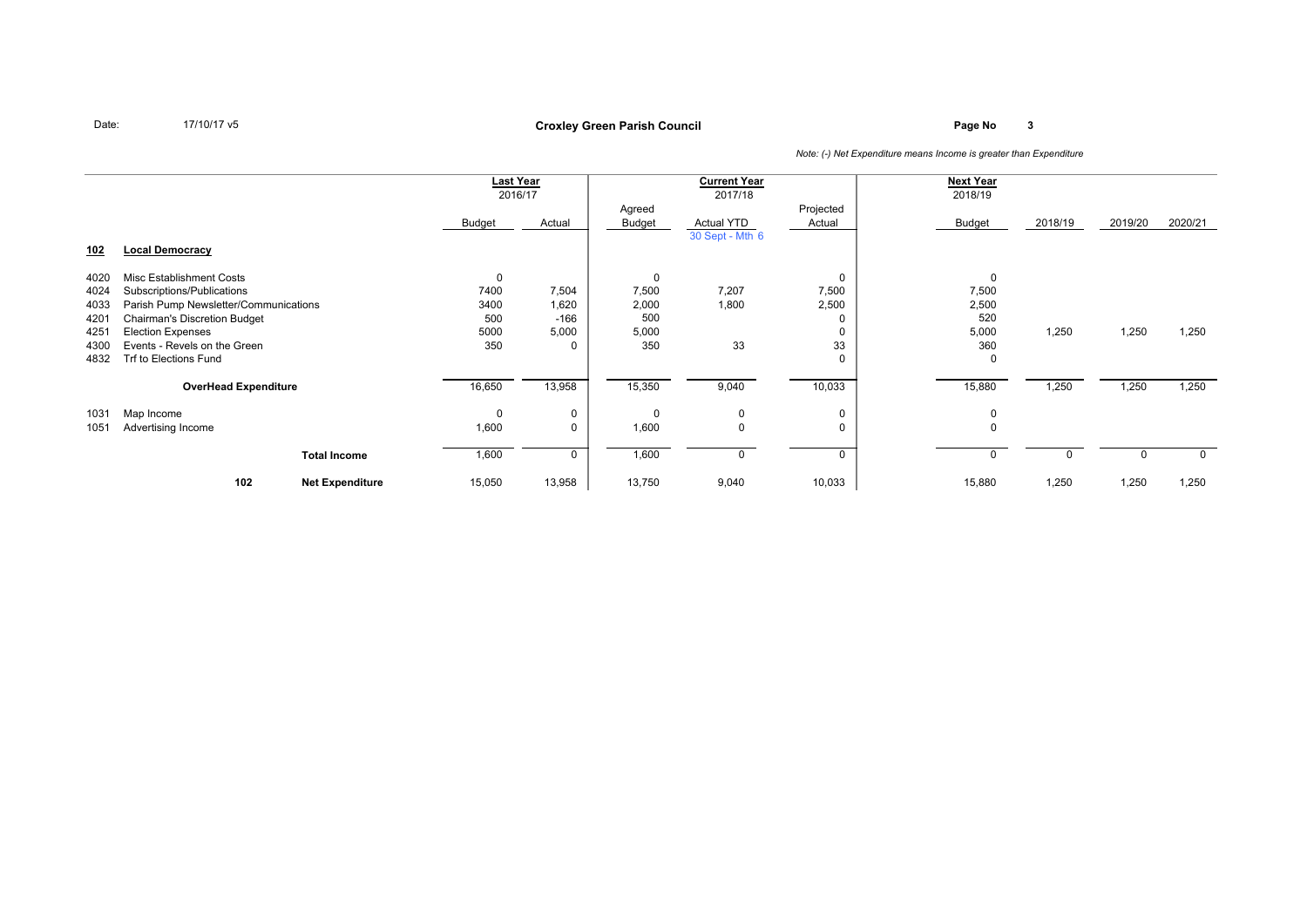Date: 17/10/17 v5

**Croxley Green Parish Council**

*Note: (-) Net Expenditure means Income is greater than Expenditure*

| | | Last Year 2016/17 | | Current Year 2017/18 | | | Next Year 2018/19 | | | |
|---|---|---|---|---|---|---|---|---|---|---|
| | | Budget | Actual | Agreed Budget | Actual YTD 30 Sept - Mth 6 | Projected Actual | Budget | 2018/19 | 2019/20 | 2020/21 |
| **102** | **Local Democracy** | | | | | | | | | |
| 4020 | Misc Establishment Costs | 0 | | 0 | | 0 | 0 | | | |
| 4024 | Subscriptions/Publications | 7400 | 7,504 | 7,500 | 7,207 | 7,500 | 7,500 | | | |
| 4033 | Parish Pump Newsletter/Communications | 3400 | 1,620 | 2,000 | 1,800 | 2,500 | 2,500 | | | |
| 4201 | Chairman's Discretion Budget | 500 | -166 | 500 | | 0 | 520 | | | |
| 4251 | Election Expenses | 5000 | 5,000 | 5,000 | | 0 | 5,000 | 1,250 | 1,250 | 1,250 |
| 4300 | Events - Revels on the Green | 350 | 0 | 350 | 33 | 33 | 360 | | | |
| 4832 | Trf to Elections Fund | | | | | 0 | 0 | | | |
| | **OverHead Expenditure** | 16,650 | 13,958 | 15,350 | 9,040 | 10,033 | 15,880 | 1,250 | 1,250 | 1,250 |
| 1031 | Map Income | 0 | 0 | 0 | 0 | 0 | 0 | | | |
| 1051 | Advertising Income | 1,600 | 0 | 1,600 | 0 | 0 | 0 | | | |
| | **Total Income** | 1,600 | 0 | 1,600 | 0 | 0 | 0 | 0 | 0 | 0 |
| 102 | **Net Expenditure** | 15,050 | 13,958 | 13,750 | 9,040 | 10,033 | 15,880 | 1,250 | 1,250 | 1,250 |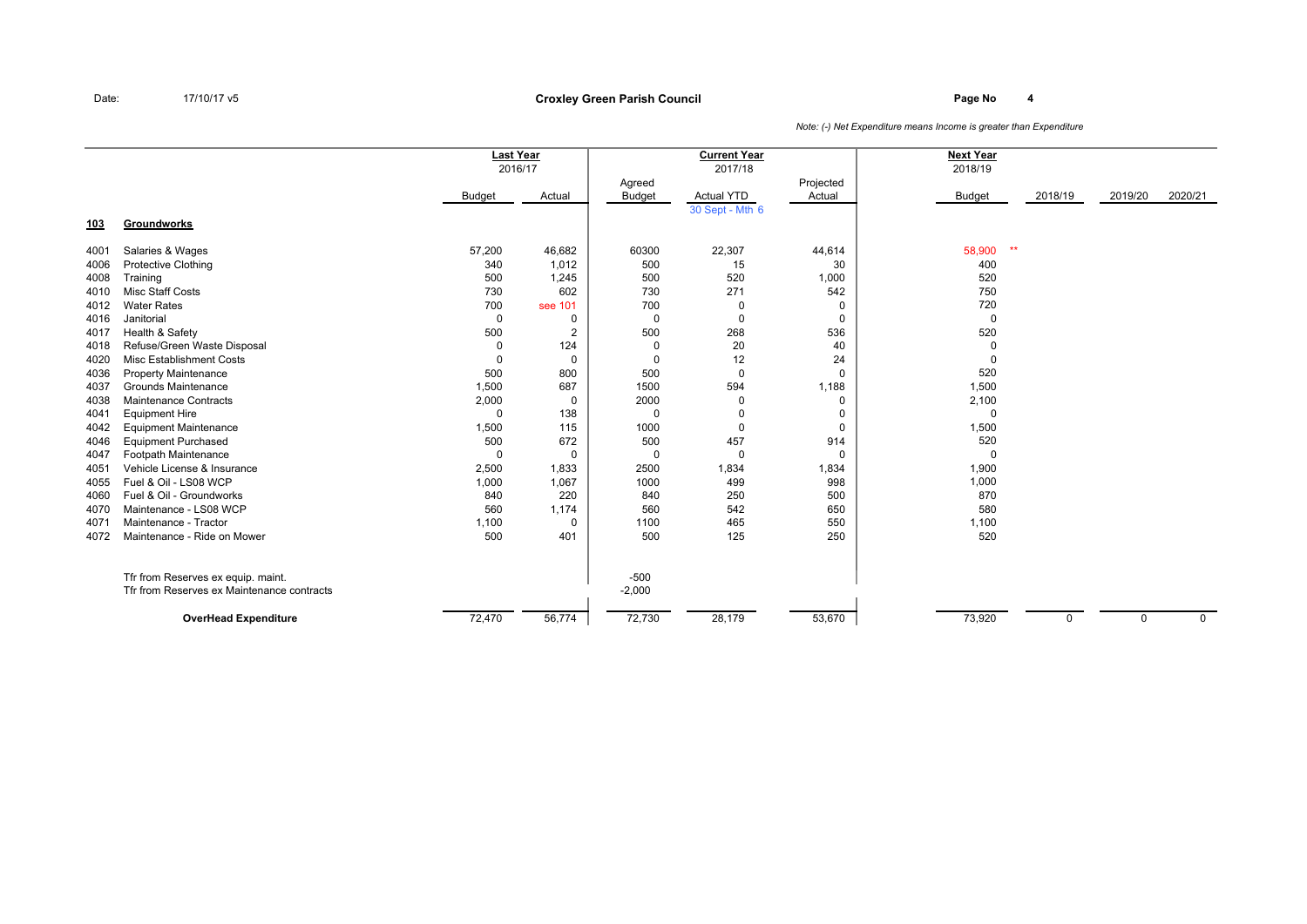**Croxley Green Parish Council**

Date: 17/10/17 v5

*Note: (-) Net Expenditure means Income is greater than Expenditure*

| | | Last Year 2016/17 | | Current Year 2017/18 | | | Next Year 2018/19 | | | |
|---|---|---|---|---|---|---|---|---|---|---|
| | | Budget | Actual | Agreed Budget | Actual YTD 30 Sept - Mth 6 | Projected Actual | Budget | 2018/19 | 2019/20 | 2020/21 |
| **103** | **Groundworks** | | | | | | | | | |
| 4001 | Salaries & Wages | 57,200 | 46,682 | 60300 | 22,307 | 44,614 | 58,900 ** | | | |
| 4006 | Protective Clothing | 340 | 1,012 | 500 | 15 | 30 | 400 | | | |
| 4008 | Training | 500 | 1,245 | 500 | 520 | 1,000 | 520 | | | |
| 4010 | Misc Staff Costs | 730 | 602 | 730 | 271 | 542 | 750 | | | |
| 4012 | Water Rates | 700 | see 101 | 700 | 0 | 0 | 720 | | | |
| 4016 | Janitorial | 0 | 0 | 0 | 0 | 0 | 0 | | | |
| 4017 | Health & Safety | 500 | 2 | 500 | 268 | 536 | 520 | | | |
| 4018 | Refuse/Green Waste Disposal | 0 | 124 | 0 | 20 | 40 | 0 | | | |
| 4020 | Misc Establishment Costs | 0 | 0 | 0 | 12 | 24 | 0 | | | |
| 4036 | Property Maintenance | 500 | 800 | 500 | 0 | 0 | 520 | | | |
| 4037 | Grounds Maintenance | 1,500 | 687 | 1500 | 594 | 1,188 | 1,500 | | | |
| 4038 | Maintenance Contracts | 2,000 | 0 | 2000 | 0 | 0 | 2,100 | | | |
| 4041 | Equipment Hire | 0 | 138 | 0 | 0 | 0 | 0 | | | |
| 4042 | Equipment Maintenance | 1,500 | 115 | 1000 | 0 | 0 | 1,500 | | | |
| 4046 | Equipment Purchased | 500 | 672 | 500 | 457 | 914 | 520 | | | |
| 4047 | Footpath Maintenance | 0 | 0 | 0 | 0 | 0 | 0 | | | |
| 4051 | Vehicle License & Insurance | 2,500 | 1,833 | 2500 | 1,834 | 1,834 | 1,900 | | | |
| 4055 | Fuel & Oil - LS08 WCP | 1,000 | 1,067 | 1000 | 499 | 998 | 1,000 | | | |
| 4060 | Fuel & Oil - Groundworks | 840 | 220 | 840 | 250 | 500 | 870 | | | |
| 4070 | Maintenance - LS08 WCP | 560 | 1,174 | 560 | 542 | 650 | 580 | | | |
| 4071 | Maintenance - Tractor | 1,100 | 0 | 1100 | 465 | 550 | 1,100 | | | |
| 4072 | Maintenance - Ride on Mower | 500 | 401 | 500 | 125 | 250 | 520 | | | |
| | Tfr from Reserves ex equip. maint. | | | -500 | | | | | | |
| | Tfr from Reserves ex Maintenance contracts | | | -2,000 | | | | | | |
| | **OverHead Expenditure** | 72,470 | 56,774 | 72,730 | 28,179 | 53,670 | 73,920 | 0 | 0 | 0 |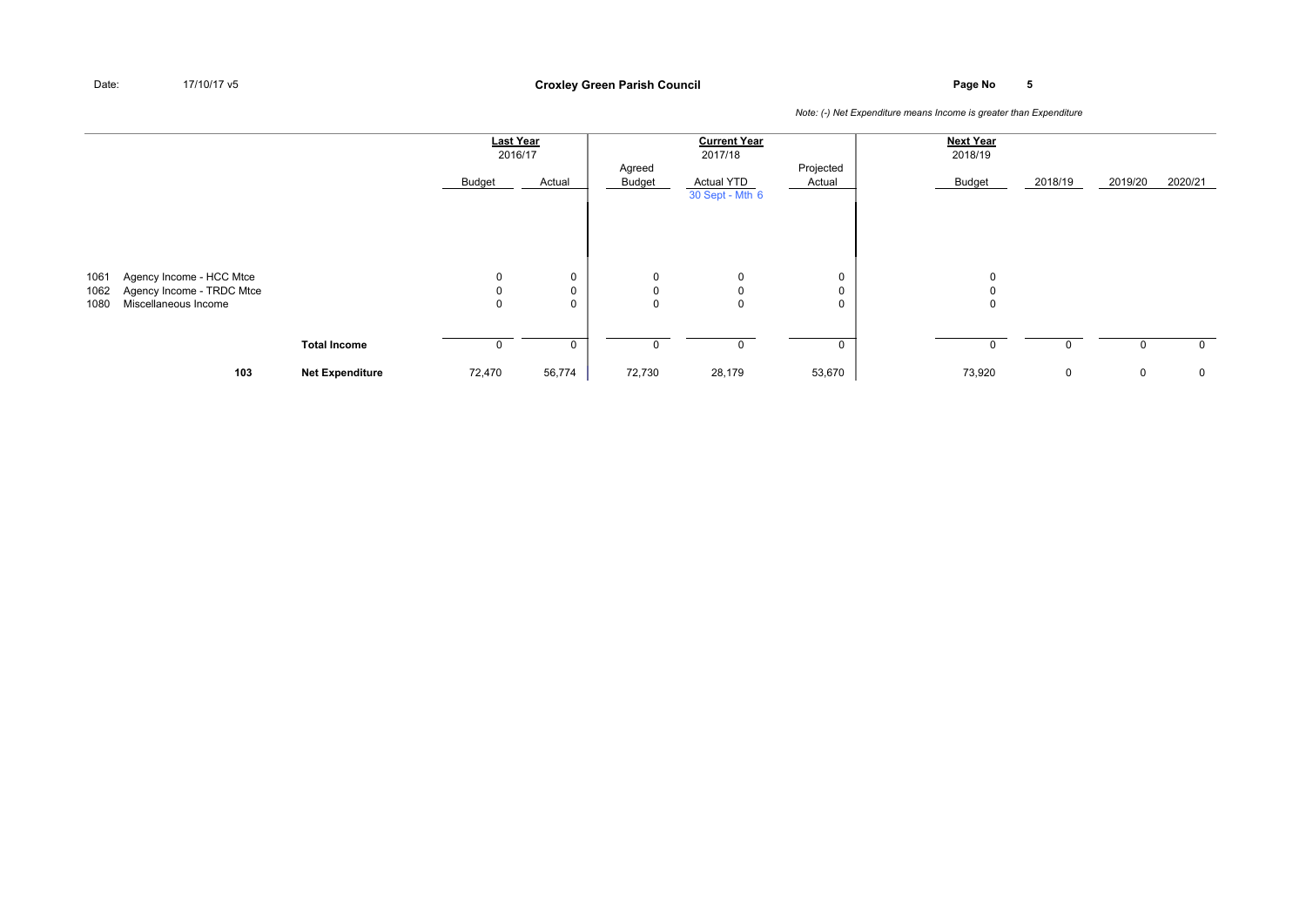Date: 17/10/17 v5

**Croxley Green Parish Council**

*Note: (-) Net Expenditure means Income is greater than Expenditure*

| | | Last Year 2016/17 | | Current Year 2017/18 | | | Next Year 2018/19 | | | |
|---|---|---|---|---|---|---|---|---|---|---|
| | | Budget | Actual | Agreed Budget | Actual YTD 30 Sept - Mth 6 | Projected Actual | Budget | 2018/19 | 2019/20 | 2020/21 |
| 1061 Agency Income - HCC Mtce | | 0 | 0 | 0 | 0 | 0 | 0 | | | |
| 1062 Agency Income - TRDC Mtce | | 0 | 0 | 0 | 0 | 0 | 0 | | | |
| 1080 Miscellaneous Income | | 0 | 0 | 0 | 0 | 0 | 0 | | | |
| | **Total Income** | 0 | 0 | 0 | 0 | 0 | 0 | 0 | 0 | 0 |
| **103** | **Net Expenditure** | 72,470 | 56,774 | 72,730 | 28,179 | 53,670 | 73,920 | 0 | 0 | 0 |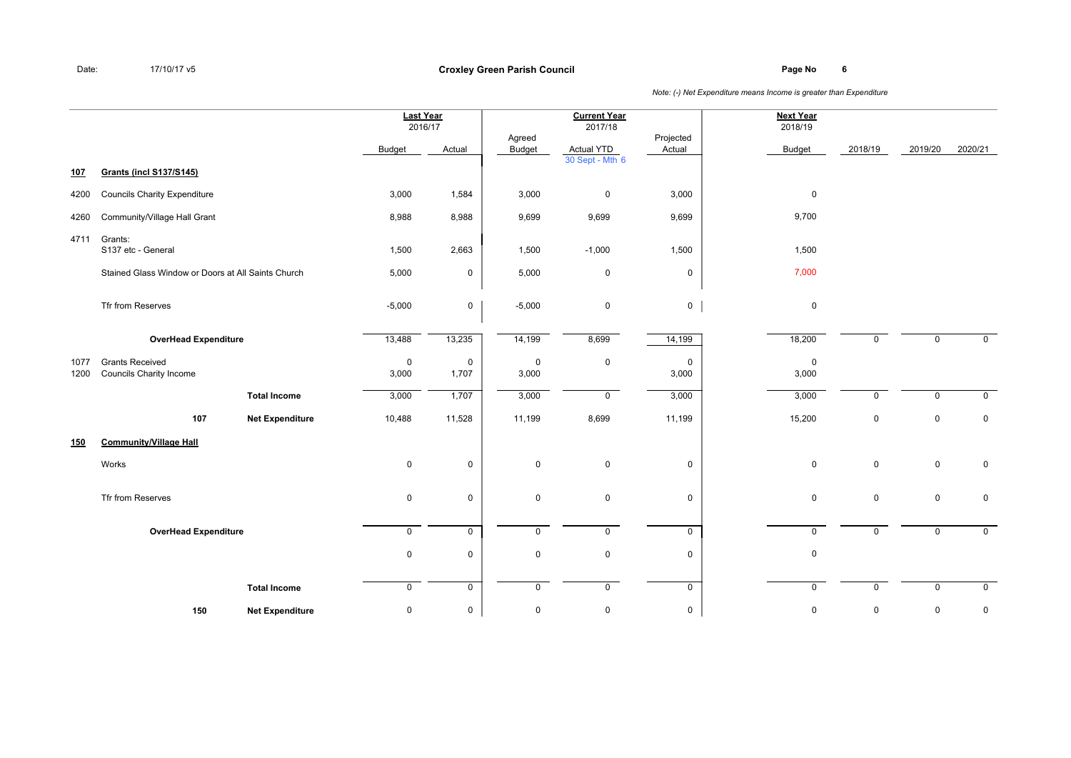**Croxley Green Parish Council**

Date: 17/10/17 v5

*Note: (-) Net Expenditure means Income is greater than Expenditure*

| | | | Last Year 2016/17 | | Current Year 2017/18 | | | Next Year 2018/19 | | | |
|---|---|---|---|---|---|---|---|---|---|---|---|
| | | | Budget | Actual | Agreed Budget | Actual YTD 30 Sept - Mth 6 | Projected Actual | Budget | 2018/19 | 2019/20 | 2020/21 |
| **107** | **Grants (incl S137/S145)** | | | | | | | | | | |
| 4200 | Councils Charity Expenditure | | 3,000 | 1,584 | 3,000 | 0 | 3,000 | 0 | | | |
| 4260 | Community/Village Hall Grant | | 8,988 | 8,988 | 9,699 | 9,699 | 9,699 | 9,700 | | | |
| 4711 | Grants: S137 etc - General | | 1,500 | 2,663 | 1,500 | -1,000 | 1,500 | 1,500 | | | |
| | Stained Glass Window or Doors at All Saints Church | | 5,000 | 0 | 5,000 | 0 | 0 | 7,000 | | | |
| | Tfr from Reserves | | -5,000 | 0 | -5,000 | 0 | 0 | 0 | | | |
| | **OverHead Expenditure** | | 13,488 | 13,235 | 14,199 | 8,699 | 14,199 | 18,200 | 0 | 0 | 0 |
| 1077 | Grants Received | | 0 | 0 | 0 | 0 | 0 | 0 | | | |
| 1200 | Councils Charity Income | | 3,000 | 1,707 | 3,000 | | 3,000 | 3,000 | | | |
| | | **Total Income** | 3,000 | 1,707 | 3,000 | 0 | 3,000 | 3,000 | 0 | 0 | 0 |
| | **107** | **Net Expenditure** | 10,488 | 11,528 | 11,199 | 8,699 | 11,199 | 15,200 | 0 | 0 | 0 |
| **150** | **Community/Village Hall** | | | | | | | | | | |
| | Works | | 0 | 0 | 0 | 0 | 0 | 0 | 0 | 0 | 0 |
| | Tfr from Reserves | | 0 | 0 | 0 | 0 | 0 | 0 | 0 | 0 | 0 |
| | **OverHead Expenditure** | | 0 | 0 | 0 | 0 | 0 | 0 | 0 | 0 | 0 |
| | | | 0 | 0 | 0 | 0 | 0 | 0 | | | |
| | | **Total Income** | 0 | 0 | 0 | 0 | 0 | 0 | 0 | 0 | 0 |
| | **150** | **Net Expenditure** | 0 | 0 | 0 | 0 | 0 | 0 | 0 | 0 | 0 |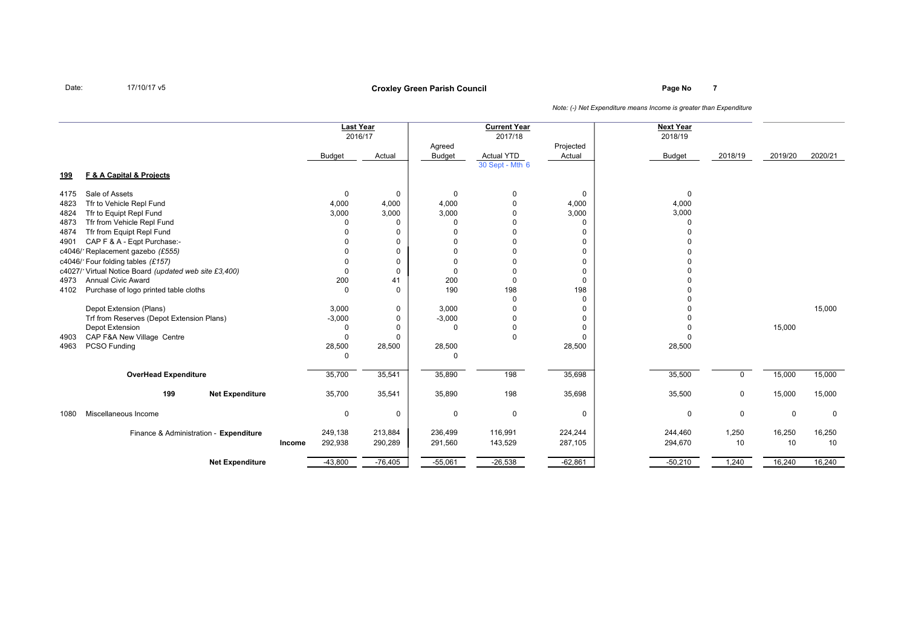Date: 17/10/17 v5

**Croxley Green Parish Council**

*Note: (-) Net Expenditure means Income is greater than Expenditure*

| | | Last Year 2016/17 | | Current Year 2017/18 | | | Next Year 2018/19 | | | |
|---|---|---|---|---|---|---|---|---|---|---|
| | | Budget | Actual | Agreed Budget | Actual YTD 30 Sept - Mth 6 | Projected Actual | Budget | 2018/19 | 2019/20 | 2020/21 |
| **199** | **F & A Capital & Projects** | | | | | | | | | |
| 4175 | Sale of Assets | 0 | 0 | 0 | 0 | 0 | 0 | | | |
| 4823 | Tfr to Vehicle Repl Fund | 4,000 | 4,000 | 4,000 | 0 | 4,000 | 4,000 | | | |
| 4824 | Tfr to Equipt Repl Fund | 3,000 | 3,000 | 3,000 | 0 | 3,000 | 3,000 | | | |
| 4873 | Tfr from Vehicle Repl Fund | 0 | 0 | 0 | 0 | 0 | 0 | | | |
| 4874 | Tfr from Equipt Repl Fund | 0 | 0 | 0 | 0 | 0 | 0 | | | |
| 4901 | CAP F & A - Eqpt Purchase:- | 0 | 0 | 0 | 0 | 0 | 0 | | | |
| c4046/' | Replacement gazebo *(£555)* | 0 | 0 | 0 | 0 | 0 | 0 | | | |
| c4046/' | Four folding tables *(£157)* | 0 | 0 | 0 | 0 | 0 | 0 | | | |
| c4027/' | Virtual Notice Board *(updated web site £3,400)* | 0 | 0 | 0 | 0 | 0 | 0 | | | |
| 4973 | Annual Civic Award | 200 | 41 | 200 | 0 | 0 | 0 | | | |
| 4102 | Purchase of logo printed table cloths | 0 | 0 | 190 | 198 | 198 | 0 | | | |
| | | | | | 0 | 0 | 0 | | | |
| | Depot Extension (Plans) | 3,000 | 0 | 3,000 | 0 | 0 | 0 | | | 15,000 |
| | Trf from Reserves (Depot Extension Plans) | -3,000 | 0 | -3,000 | 0 | 0 | 0 | | | |
| | Depot Extension | 0 | 0 | 0 | 0 | 0 | 0 | | 15,000 | |
| 4903 | CAP F&A New Village Centre | 0 | 0 | | 0 | 0 | 0 | | | |
| 4963 | PCSO Funding | 28,500 | 28,500 | 28,500 | | 28,500 | 28,500 | | | |
| | | 0 | | 0 | | | | | | |
| | **OverHead Expenditure** | 35,700 | 35,541 | 35,890 | 198 | 35,698 | 35,500 | 0 | 15,000 | 15,000 |
| | **199 Net Expenditure** | 35,700 | 35,541 | 35,890 | 198 | 35,698 | 35,500 | 0 | 15,000 | 15,000 |
| 1080 | Miscellaneous Income | 0 | 0 | 0 | 0 | 0 | 0 | 0 | 0 | 0 |
| | Finance & Administration - **Expenditure** | 249,138 | 213,884 | 236,499 | 116,991 | 224,244 | 244,460 | 1,250 | 16,250 | 16,250 |
| | **Income** | 292,938 | 290,289 | 291,560 | 143,529 | 287,105 | 294,670 | 10 | 10 | 10 |
| | **Net Expenditure** | -43,800 | -76,405 | -55,061 | -26,538 | -62,861 | -50,210 | 1,240 | 16,240 | 16,240 |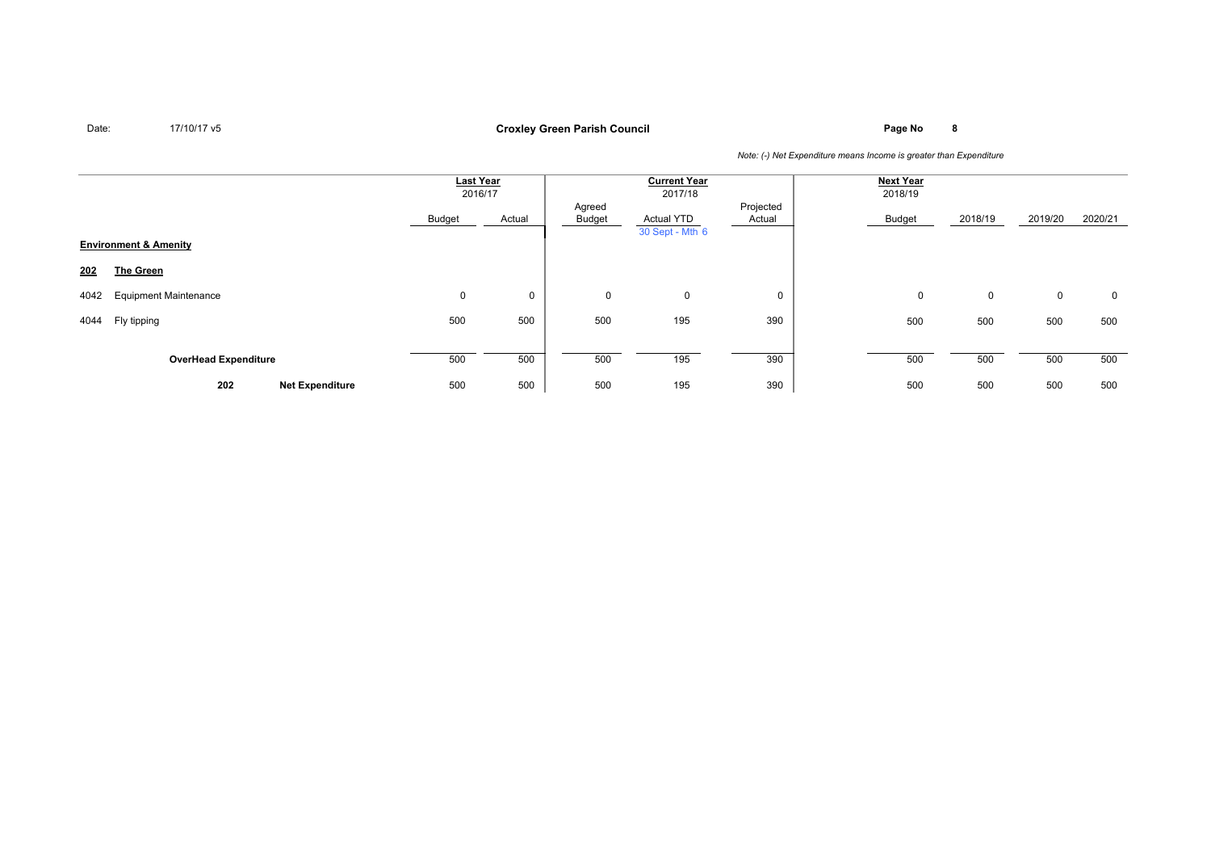Date: 17/10/17 v5

**Croxley Green Parish Council**

*Note: (-) Net Expenditure means Income is greater than Expenditure*

| | | Last Year 2016/17 | | Current Year 2017/18 | | | Next Year 2018/19 | | | |
|---|---|---|---|---|---|---|---|---|---|---|
| | | Budget | Actual | Agreed Budget | Actual YTD 30 Sept - Mth 6 | Projected Actual | Budget | 2018/19 | 2019/20 | 2020/21 |
| **Environment & Amenity** | | | | | | | | | | |
| **202** | **The Green** | | | | | | | | | |
| 4042 | Equipment Maintenance | 0 | 0 | 0 | 0 | 0 | 0 | 0 | 0 | 0 |
| 4044 | Fly tipping | 500 | 500 | 500 | 195 | 390 | 500 | 500 | 500 | 500 |
| | **OverHead Expenditure** | 500 | 500 | 500 | 195 | 390 | 500 | 500 | 500 | 500 |
| **202** | **Net Expenditure** | 500 | 500 | 500 | 195 | 390 | 500 | 500 | 500 | 500 |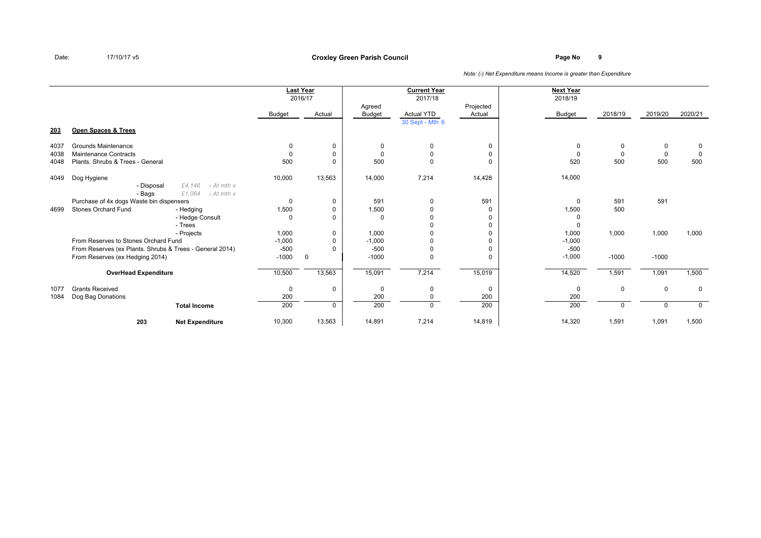Date: 17/10/17 v5

**Croxley Green Parish Council**

*Note: (-) Net Expenditure means Income is greater than Expenditure*

| | | | Last Year 2016/17 | | Current Year 2017/18 | | | Next Year 2018/19 | | | |
|---|---|---|---|---|---|---|---|---|---|---|---|
| | | | Budget | Actual | Agreed Budget | Actual YTD 30 Sept - Mth 6 | Projected Actual | Budget | 2018/19 | 2019/20 | 2020/21 |
| **203** | **Open Spaces & Trees** | | | | | | | | | | |
| 4037 | Grounds Maintenance | | 0 | 0 | 0 | 0 | 0 | 0 | 0 | 0 | 0 |
| 4038 | Maintenance Contracts | | 0 | 0 | 0 | 0 | 0 | 0 | 0 | 0 | 0 |
| 4048 | Plants. Shrubs & Trees - General | | 500 | 0 | 500 | 0 | 0 | 520 | 500 | 500 | 500 |
| 4049 | Dog Hygiene | | 10,000 | 13,563 | 14,000 | 7,214 | 14,428 | 14,000 | | | |
| | - Disposal | *£4,146 › At mth x* | | | | | | | | | |
| | - Bags | *£1,064 › At mth x* | | | | | | | | | |
| | Purchase of 4x dogs Waste bin dispensers | | 0 | 0 | 591 | 0 | 591 | 0 | 591 | 591 | |
| 4699 | Stones Orchard Fund | - Hedging | 1,500 | 0 | 1,500 | 0 | 0 | 1,500 | 500 | | |
| | | - Hedge Consult | 0 | 0 | 0 | 0 | 0 | 0 | | | |
| | | - Trees | | | | 0 | 0 | 0 | | | |
| | | - Projects | 1,000 | 0 | 1,000 | 0 | 0 | 1,000 | 1,000 | 1,000 | 1,000 |
| | From Reserves to Stones Orchard Fund | | -1,000 | 0 | -1,000 | 0 | 0 | -1,000 | | | |
| | From Reserves (ex Plants. Shrubs & Trees - General 2014) | | -500 | 0 | -500 | 0 | 0 | -500 | | | |
| | From Reserves (ex Hedging 2014) | | -1000 | 0 | -1000 | 0 | 0 | -1,000 | -1000 | -1000 | |
| | **OverHead Expenditure** | | 10,500 | 13,563 | 15,091 | 7,214 | 15,019 | 14,520 | 1,591 | 1,091 | 1,500 |
| 1077 | Grants Received | | 0 | 0 | 0 | 0 | 0 | 0 | 0 | 0 | 0 |
| 1084 | Dog Bag Donations | | 200 | | 200 | 0 | 200 | 200 | | | |
| | | **Total Income** | 200 | 0 | 200 | 0 | 200 | 200 | 0 | 0 | 0 |
| | 203 | **Net Expenditure** | 10,300 | 13,563 | 14,891 | 7,214 | 14,819 | 14,320 | 1,591 | 1,091 | 1,500 |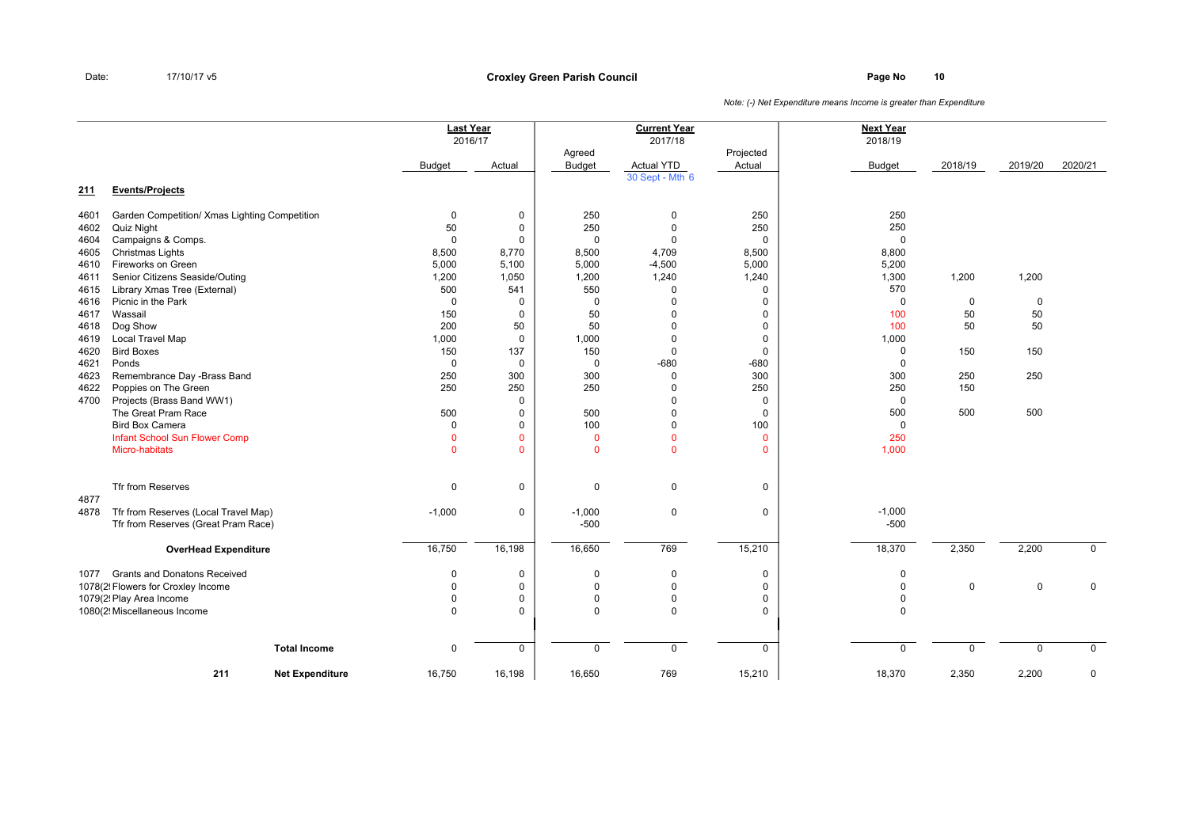Date: 17/10/17 v5

**Croxley Green Parish Council**

*Note: (-) Net Expenditure means Income is greater than Expenditure*

| | | Last Year 2016/17 | | Current Year 2017/18 | | | Next Year 2018/19 | | | |
|---|---|---|---|---|---|---|---|---|---|---|
| | | Budget | Actual | Agreed Budget | Actual YTD 30 Sept - Mth 6 | Projected Actual | Budget | 2018/19 | 2019/20 | 2020/21 |
| **211** | **Events/Projects** | | | | | | | | | |
| 4601 | Garden Competition/ Xmas Lighting Competition | 0 | 0 | 250 | 0 | 250 | 250 | | | |
| 4602 | Quiz Night | 50 | 0 | 250 | 0 | 250 | 250 | | | |
| 4604 | Campaigns & Comps. | 0 | 0 | 0 | 0 | 0 | 0 | | | |
| 4605 | Christmas Lights | 8,500 | 8,770 | 8,500 | 4,709 | 8,500 | 8,800 | | | |
| 4610 | Fireworks on Green | 5,000 | 5,100 | 5,000 | -4,500 | 5,000 | 5,200 | | | |
| 4611 | Senior Citizens Seaside/Outing | 1,200 | 1,050 | 1,200 | 1,240 | 1,240 | 1,300 | 1,200 | 1,200 | |
| 4615 | Library Xmas Tree (External) | 500 | 541 | 550 | 0 | 0 | 570 | | | |
| 4616 | Picnic in the Park | 0 | 0 | 0 | 0 | 0 | 0 | 0 | 0 | |
| 4617 | Wassail | 150 | 0 | 50 | 0 | 0 | 100 | 50 | 50 | |
| 4618 | Dog Show | 200 | 50 | 50 | 0 | 0 | 100 | 50 | 50 | |
| 4619 | Local Travel Map | 1,000 | 0 | 1,000 | 0 | 0 | 1,000 | | | |
| 4620 | Bird Boxes | 150 | 137 | 150 | 0 | 0 | 0 | 150 | 150 | |
| 4621 | Ponds | 0 | 0 | 0 | -680 | -680 | 0 | | | |
| 4623 | Remembrance Day -Brass Band | 250 | 300 | 300 | 0 | 300 | 300 | 250 | 250 | |
| 4622 | Poppies on The Green | 250 | 250 | 250 | 0 | 250 | 250 | 150 | | |
| 4700 | Projects (Brass Band WW1) | | 0 | | 0 | 0 | 0 | | | |
| | The Great Pram Race | 500 | 0 | 500 | 0 | 0 | 500 | 500 | 500 | |
| | Bird Box Camera | 0 | 0 | 100 | 0 | 100 | 0 | | | |
| | Infant School Sun Flower Comp | 0 | 0 | 0 | 0 | 0 | 250 | | | |
| | Micro-habitats | 0 | 0 | 0 | 0 | 0 | 1,000 | | | |
| | Tfr from Reserves | 0 | 0 | 0 | 0 | 0 | | | | |
| 4877 | | | | | | | | | | |
| 4878 | Tfr from Reserves (Local Travel Map) | -1,000 | 0 | -1,000 | 0 | 0 | -1,000 | | | |
| | Tfr from Reserves (Great Pram Race) | | | -500 | | | -500 | | | |
| | **OverHead Expenditure** | 16,750 | 16,198 | 16,650 | 769 | 15,210 | 18,370 | 2,350 | 2,200 | 0 |
| 1077 | Grants and Donatons Received | 0 | 0 | 0 | 0 | 0 | 0 | | | |
| 1078(2 | Flowers for Croxley Income | 0 | 0 | 0 | 0 | 0 | 0 | 0 | 0 | 0 |
| 1079(2 | Play Area Income | 0 | 0 | 0 | 0 | 0 | 0 | | | |
| 1080(2 | Miscellaneous Income | 0 | 0 | 0 | 0 | 0 | 0 | | | |
| | **Total Income** | 0 | 0 | 0 | 0 | 0 | 0 | 0 | 0 | 0 |
| **211** | **Net Expenditure** | 16,750 | 16,198 | 16,650 | 769 | 15,210 | 18,370 | 2,350 | 2,200 | 0 |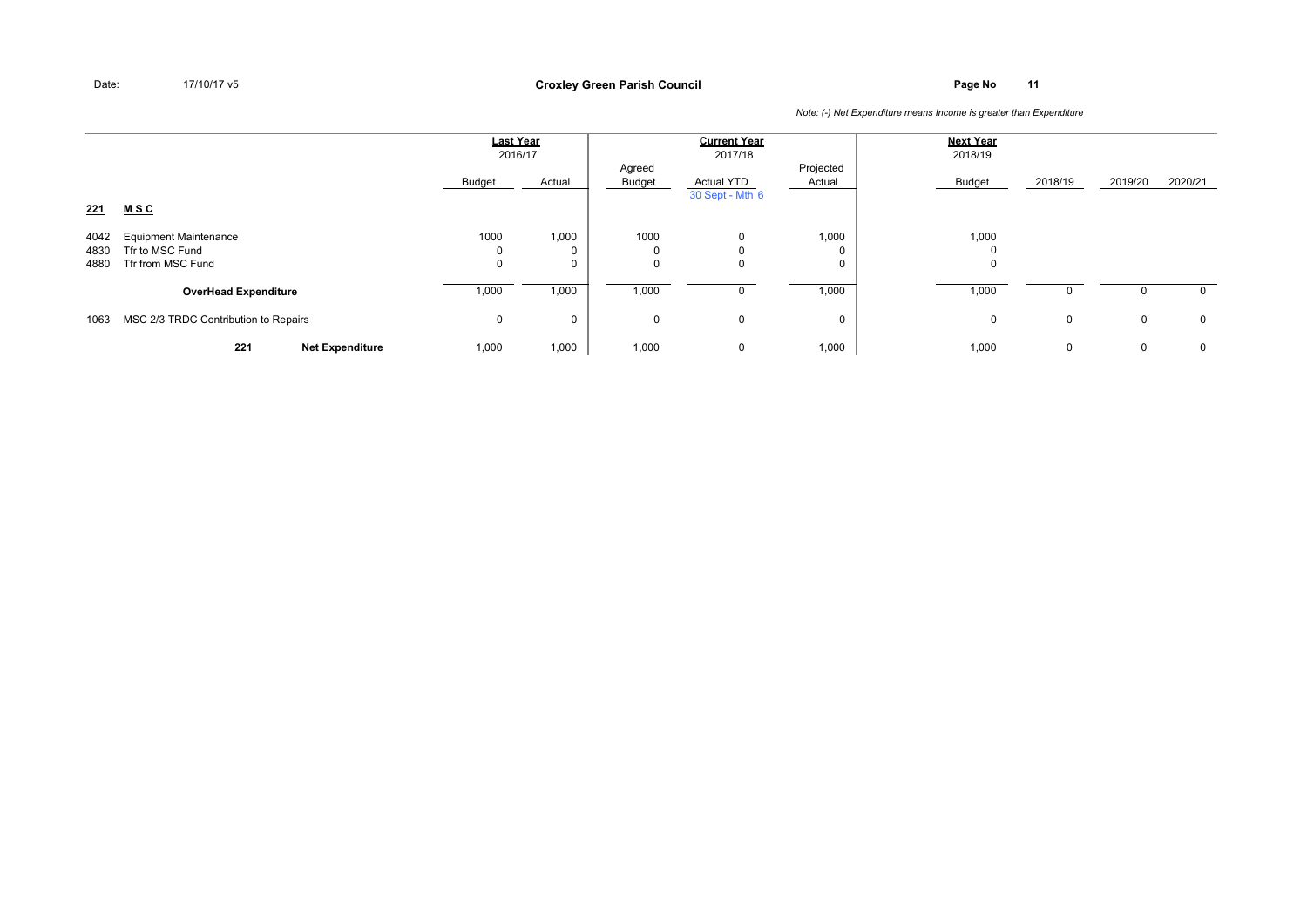Date: 17/10/17 v5

**Croxley Green Parish Council**

*Note: (-) Net Expenditure means Income is greater than Expenditure*

| | | Last Year 2016/17 | | Current Year 2017/18 | | | Next Year 2018/19 | | | |
|---|---|---|---|---|---|---|---|---|---|---|
| | | Budget | Actual | Agreed Budget | Actual YTD 30 Sept - Mth 6 | Projected Actual | Budget | 2018/19 | 2019/20 | 2020/21 |
| **221** | **M S C** | | | | | | | | | |
| 4042 | Equipment Maintenance | 1000 | 1,000 | 1000 | 0 | 1,000 | 1,000 | | | |
| 4830 | Tfr to MSC Fund | 0 | 0 | 0 | 0 | 0 | 0 | | | |
| 4880 | Tfr from MSC Fund | 0 | 0 | 0 | 0 | 0 | 0 | | | |
| | **OverHead Expenditure** | 1,000 | 1,000 | 1,000 | 0 | 1,000 | 1,000 | 0 | 0 | 0 |
| 1063 | MSC 2/3 TRDC Contribution to Repairs | 0 | 0 | 0 | 0 | 0 | 0 | 0 | 0 | 0 |
| | **221 Net Expenditure** | 1,000 | 1,000 | 1,000 | 0 | 1,000 | 1,000 | 0 | 0 | 0 |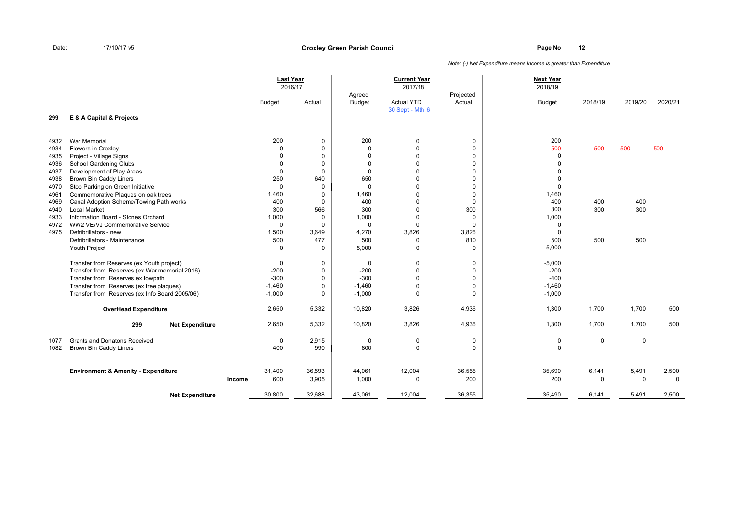Date: 17/10/17 v5

**Croxley Green Parish Council**

*Note: (-) Net Expenditure means Income is greater than Expenditure*

| | | Last Year 2016/17 | | Current Year 2017/18 | | | Next Year 2018/19 | | | |
|---|---|---|---|---|---|---|---|---|---|---|
| | | Budget | Actual | Agreed Budget | Actual YTD 30 Sept - Mth 6 | Projected Actual | Budget | 2018/19 | 2019/20 | 2020/21 |
| **299** | **E & A Capital & Projects** | | | | | | | | | |
| 4932 | War Memorial | 200 | 0 | 200 | 0 | 0 | 200 | | | |
| 4934 | Flowers in Croxley | 0 | 0 | 0 | 0 | 0 | 500 | 500 | 500 | 500 |
| 4935 | Project - Village Signs | 0 | 0 | 0 | 0 | 0 | 0 | | | |
| 4936 | School Gardening Clubs | 0 | 0 | 0 | 0 | 0 | 0 | | | |
| 4937 | Development of Play Areas | 0 | 0 | 0 | 0 | 0 | 0 | | | |
| 4938 | Brown Bin Caddy Liners | 250 | 640 | 650 | 0 | 0 | 0 | | | |
| 4970 | Stop Parking on Green Initiative | 0 | 0 | 0 | 0 | 0 | 0 | | | |
| 4961 | Commemorative Plaques on oak trees | 1,460 | 0 | 1,460 | 0 | 0 | 1,460 | | | |
| 4969 | Canal Adoption Scheme/Towing Path works | 400 | 0 | 400 | 0 | 0 | 400 | 400 | 400 | |
| 4940 | Local Market | 300 | 566 | 300 | 0 | 300 | 300 | 300 | 300 | |
| 4933 | Information Board - Stones Orchard | 1,000 | 0 | 1,000 | 0 | 0 | 1,000 | | | |
| 4972 | WW2 VE/VJ Commemorative Service | 0 | 0 | 0 | 0 | 0 | 0 | | | |
| 4975 | Defribrillators - new | 1,500 | 3,649 | 4,270 | 3,826 | 3,826 | 0 | | | |
| | Defribrillators - Maintenance | 500 | 477 | 500 | 0 | 810 | 500 | 500 | 500 | |
| | Youth Project | 0 | 0 | 5,000 | 0 | 0 | 5,000 | | | |
| | Transfer from Reserves (ex Youth project) | 0 | 0 | 0 | 0 | 0 | -5,000 | | | |
| | Transfer from Reserves (ex War memorial 2016) | -200 | 0 | -200 | 0 | 0 | -200 | | | |
| | Transfer from Reserves ex towpath | -300 | 0 | -300 | 0 | 0 | -400 | | | |
| | Transfer from Reserves (ex tree plaques) | -1,460 | 0 | -1,460 | 0 | 0 | -1,460 | | | |
| | Transfer from Reserves (ex Info Board 2005/06) | -1,000 | 0 | -1,000 | 0 | 0 | -1,000 | | | |
| | **OverHead Expenditure** | 2,650 | 5,332 | 10,820 | 3,826 | 4,936 | 1,300 | 1,700 | 1,700 | 500 |
| | **299 Net Expenditure** | 2,650 | 5,332 | 10,820 | 3,826 | 4,936 | 1,300 | 1,700 | 1,700 | 500 |
| 1077 | Grants and Donatons Received | 0 | 2,915 | 0 | 0 | 0 | 0 | 0 | 0 | |
| 1082 | Brown Bin Caddy Liners | 400 | 990 | 800 | 0 | 0 | 0 | | | |
| | **Environment & Amenity - Expenditure** | 31,400 | 36,593 | 44,061 | 12,004 | 36,555 | 35,690 | 6,141 | 5,491 | 2,500 |
| | **Income** | 600 | 3,905 | 1,000 | 0 | 200 | 200 | 0 | 0 | 0 |
| | **Net Expenditure** | 30,800 | 32,688 | 43,061 | 12,004 | 36,355 | 35,490 | 6,141 | 5,491 | 2,500 |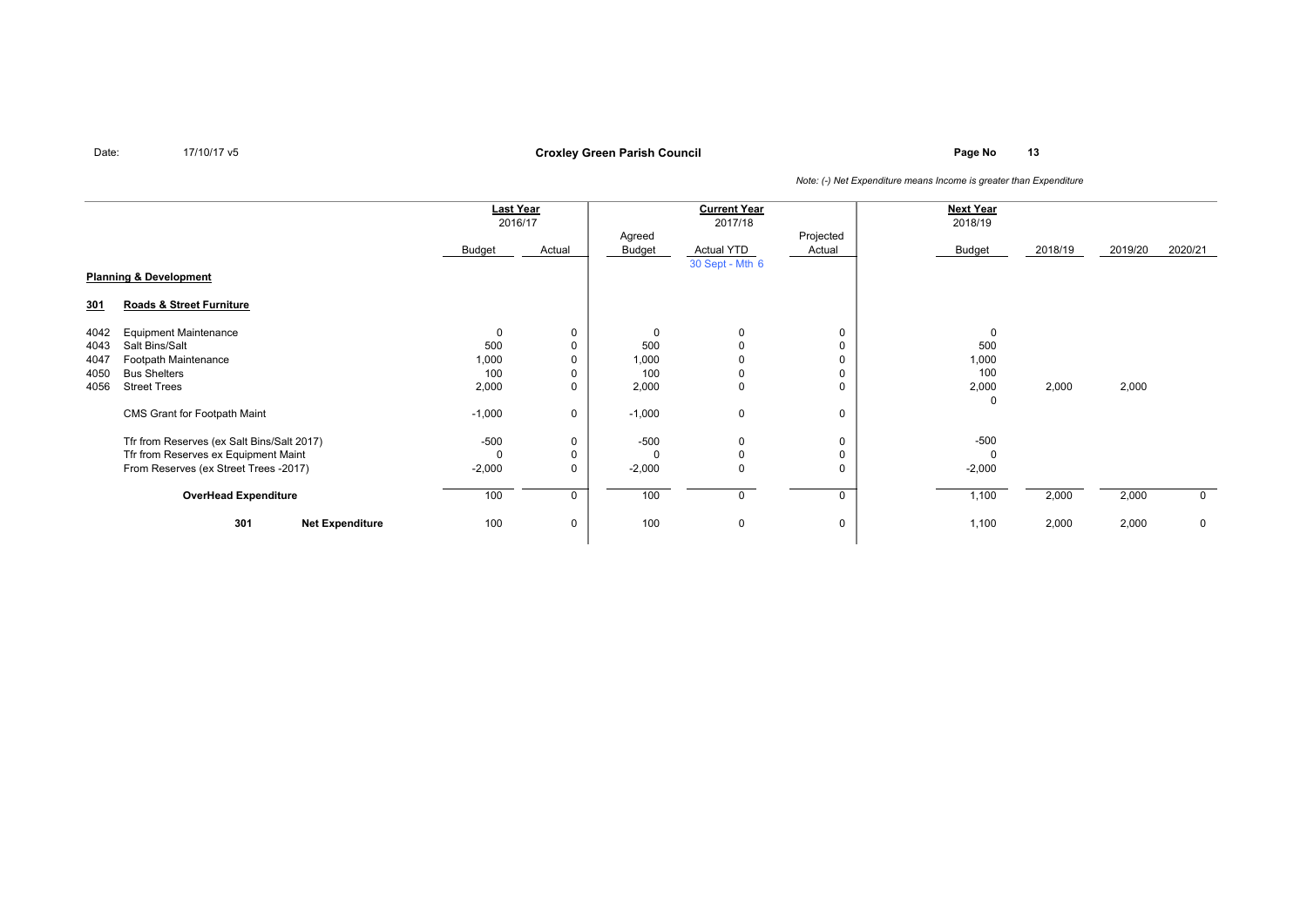Date: 17/10/17 v5

**Croxley Green Parish Council**

*Note: (-) Net Expenditure means Income is greater than Expenditure*

| | | Last Year 2016/17 | | Current Year 2017/18 | | | Next Year 2018/19 | | | |
|---|---|---|---|---|---|---|---|---|---|---|
| | | Budget | Actual | Agreed Budget | Actual YTD 30 Sept - Mth 6 | Projected Actual | Budget | 2018/19 | 2019/20 | 2020/21 |
| **Planning & Development** | | | | | | | | | | |
| **301** | **Roads & Street Furniture** | | | | | | | | | |
| 4042 | Equipment Maintenance | 0 | 0 | 0 | 0 | 0 | 0 | | | |
| 4043 | Salt Bins/Salt | 500 | 0 | 500 | 0 | 0 | 500 | | | |
| 4047 | Footpath Maintenance | 1,000 | 0 | 1,000 | 0 | 0 | 1,000 | | | |
| 4050 | Bus Shelters | 100 | 0 | 100 | 0 | 0 | 100 | | | |
| 4056 | Street Trees | 2,000 | 0 | 2,000 | 0 | 0 | 2,000 | 2,000 | 2,000 | |
| | | | | | | | 0 | | | |
| | CMS Grant for Footpath Maint | -1,000 | 0 | -1,000 | 0 | 0 | | | | |
| | Tfr from Reserves (ex Salt Bins/Salt 2017) | -500 | 0 | -500 | 0 | 0 | -500 | | | |
| | Tfr from Reserves ex Equipment Maint | 0 | 0 | 0 | 0 | 0 | 0 | | | |
| | From Reserves (ex Street Trees -2017) | -2,000 | 0 | -2,000 | 0 | 0 | -2,000 | | | |
| | **OverHead Expenditure** | 100 | 0 | 100 | 0 | 0 | 1,100 | 2,000 | 2,000 | 0 |
| | **301 Net Expenditure** | 100 | 0 | 100 | 0 | 0 | 1,100 | 2,000 | 2,000 | 0 |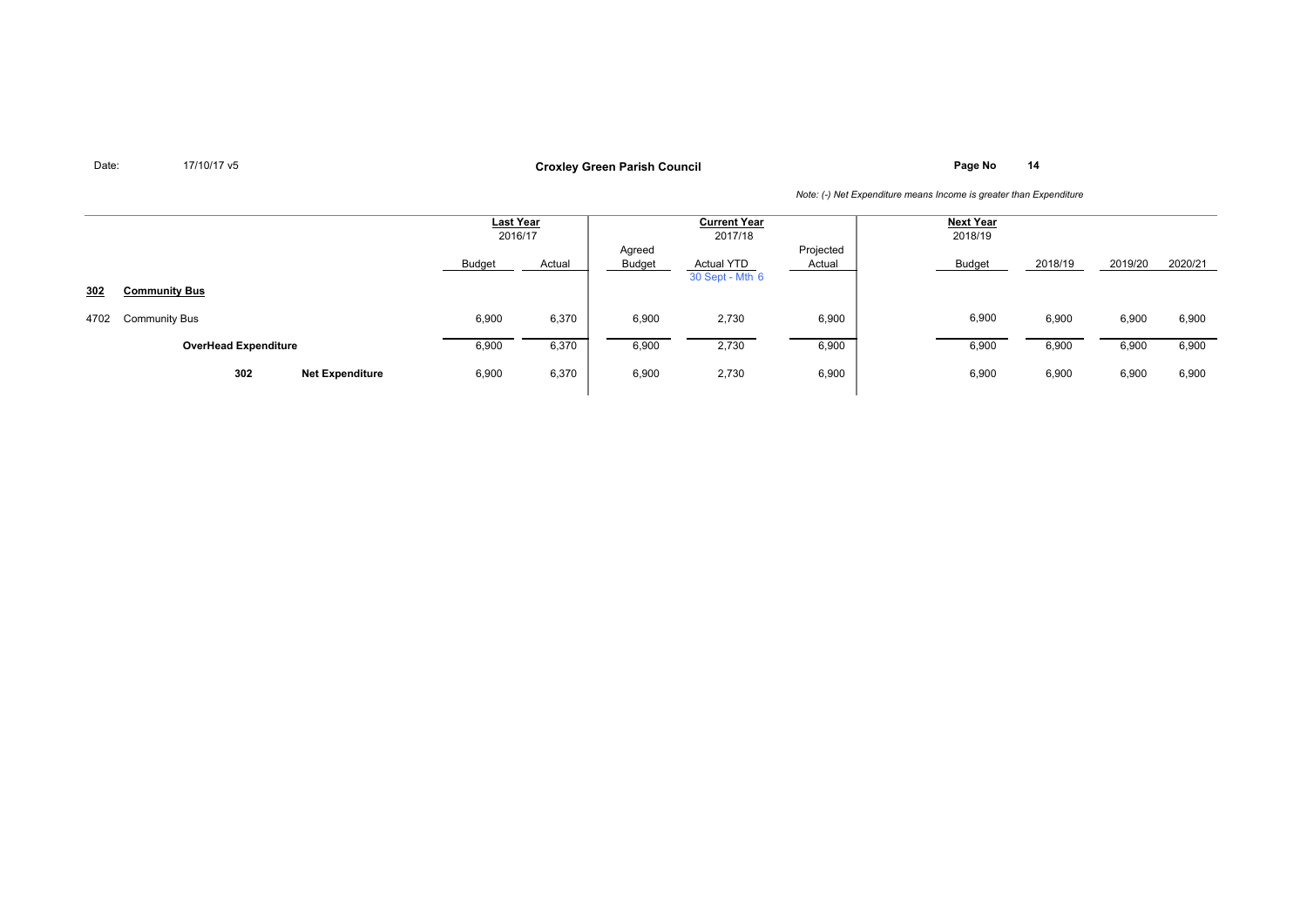Date: 17/10/17 v5

**Croxley Green Parish Council**

*Note: (-) Net Expenditure means Income is greater than Expenditure*

| | | Last Year 2016/17 | | Current Year 2017/18 | | | Next Year 2018/19 | | | |
|---|---|---|---|---|---|---|---|---|---|---|
| | | Budget | Actual | Agreed Budget | Actual YTD 30 Sept - Mth 6 | Projected Actual | Budget | 2018/19 | 2019/20 | 2020/21 |
| **302** | **Community Bus** | | | | | | | | | |
| 4702 | Community Bus | 6,900 | 6,370 | 6,900 | 2,730 | 6,900 | 6,900 | 6,900 | 6,900 | 6,900 |
| | **OverHead Expenditure** | 6,900 | 6,370 | 6,900 | 2,730 | 6,900 | 6,900 | 6,900 | 6,900 | 6,900 |
| **302** | **Net Expenditure** | 6,900 | 6,370 | 6,900 | 2,730 | 6,900 | 6,900 | 6,900 | 6,900 | 6,900 |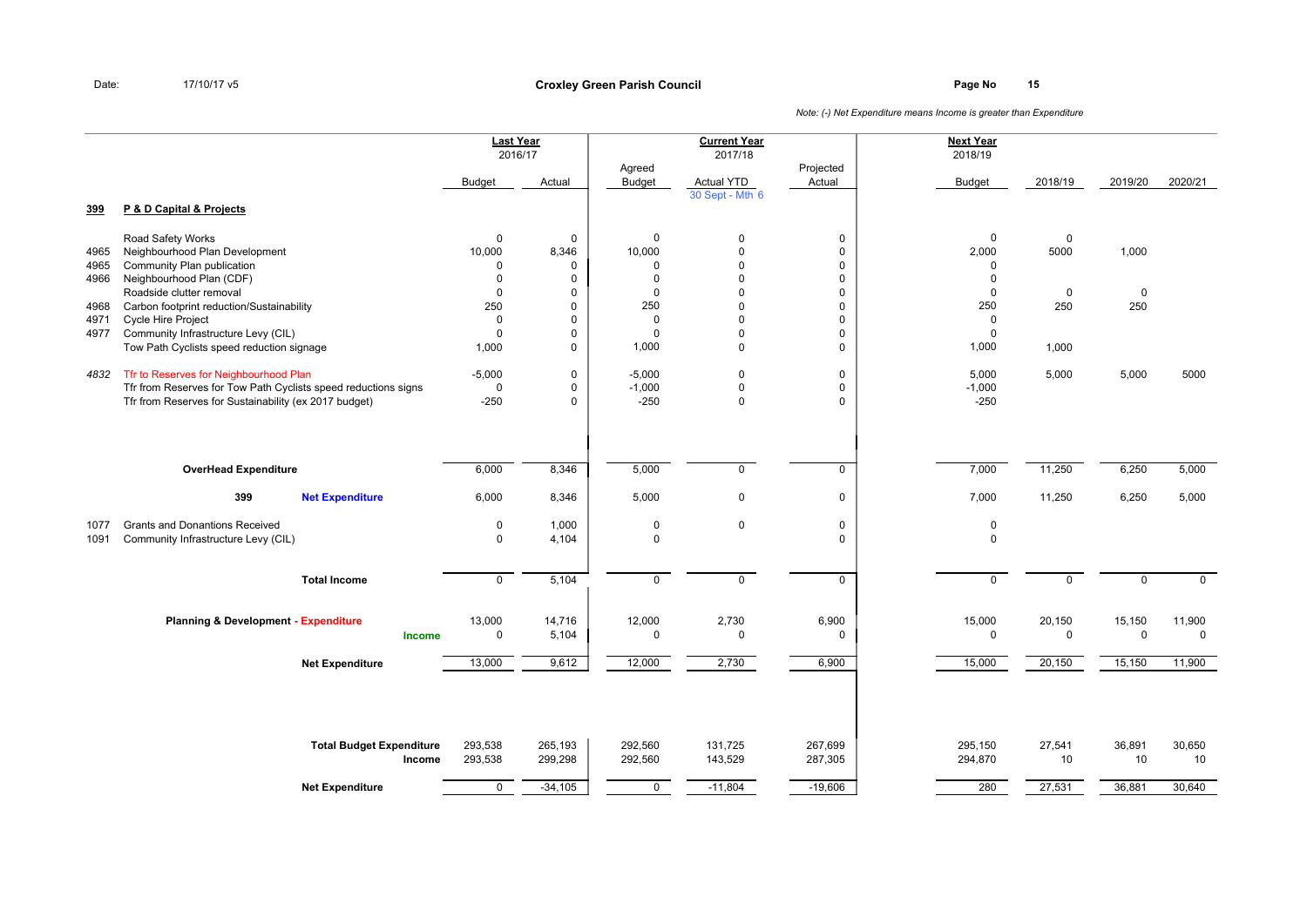Date: 17/10/17 v5

# Croxley Green Parish Council

*Note: (-) Net Expenditure means Income is greater than Expenditure*

| | | Last Year 2016/17 | | Current Year 2017/18 | | | Next Year 2018/19 | | | |
|---|---|---|---|---|---|---|---|---|---|---|
| | | Budget | Actual | Agreed Budget | Actual YTD 30 Sept - Mth 6 | Projected Actual | Budget | 2018/19 | 2019/20 | 2020/21 |
| **399** | **P & D Capital & Projects** | | | | | | | | | |
| | Road Safety Works | 0 | 0 | 0 | 0 | 0 | 0 | 0 | | |
| 4965 | Neighbourhood Plan Development | 10,000 | 8,346 | 10,000 | 0 | 0 | 2,000 | 5000 | 1,000 | |
| 4965 | Community Plan publication | 0 | 0 | 0 | 0 | 0 | 0 | | | |
| 4966 | Neighbourhood Plan (CDF) | 0 | 0 | 0 | 0 | 0 | 0 | | | |
| | Roadside clutter removal | 0 | 0 | 0 | 0 | 0 | 0 | 0 | 0 | |
| 4968 | Carbon footprint reduction/Sustainability | 250 | 0 | 250 | 0 | 0 | 250 | 250 | 250 | |
| 4971 | Cycle Hire Project | 0 | 0 | 0 | 0 | 0 | 0 | | | |
| 4977 | Community Infrastructure Levy (CIL) | 0 | 0 | 0 | 0 | 0 | 0 | | | |
| | Tow Path Cyclists speed reduction signage | 1,000 | 0 | 1,000 | 0 | 0 | 1,000 | 1,000 | | |
| 4832 | Tfr to Reserves for Neighbourhood Plan | -5,000 | 0 | -5,000 | 0 | 0 | 5,000 | 5,000 | 5,000 | 5000 |
| | Tfr from Reserves for Tow Path Cyclists speed reductions signs | 0 | 0 | -1,000 | 0 | 0 | -1,000 | | | |
| | Tfr from Reserves for Sustainability (ex 2017 budget) | -250 | 0 | -250 | 0 | 0 | -250 | | | |
| | **OverHead Expenditure** | 6,000 | 8,346 | 5,000 | 0 | 0 | 7,000 | 11,250 | 6,250 | 5,000 |
| | **399 Net Expenditure** | 6,000 | 8,346 | 5,000 | 0 | 0 | 7,000 | 11,250 | 6,250 | 5,000 |
| 1077 | Grants and Donantions Received | 0 | 1,000 | 0 | 0 | 0 | 0 | | | |
| 1091 | Community Infrastructure Levy (CIL) | 0 | 4,104 | 0 | | 0 | 0 | | | |
| | **Total Income** | 0 | 5,104 | 0 | 0 | 0 | 0 | 0 | 0 | 0 |
| | **Planning & Development - Expenditure** | 13,000 | 14,716 | 12,000 | 2,730 | 6,900 | 15,000 | 20,150 | 15,150 | 11,900 |
| | **Income** | 0 | 5,104 | 0 | 0 | 0 | 0 | 0 | 0 | 0 |
| | **Net Expenditure** | 13,000 | 9,612 | 12,000 | 2,730 | 6,900 | 15,000 | 20,150 | 15,150 | 11,900 |
| | **Total Budget Expenditure** | 293,538 | 265,193 | 292,560 | 131,725 | 267,699 | 295,150 | 27,541 | 36,891 | 30,650 |
| | **Income** | 293,538 | 299,298 | 292,560 | 143,529 | 287,305 | 294,870 | 10 | 10 | 10 |
| | **Net Expenditure** | 0 | -34,105 | 0 | -11,804 | -19,606 | 280 | 27,531 | 36,881 | 30,640 |